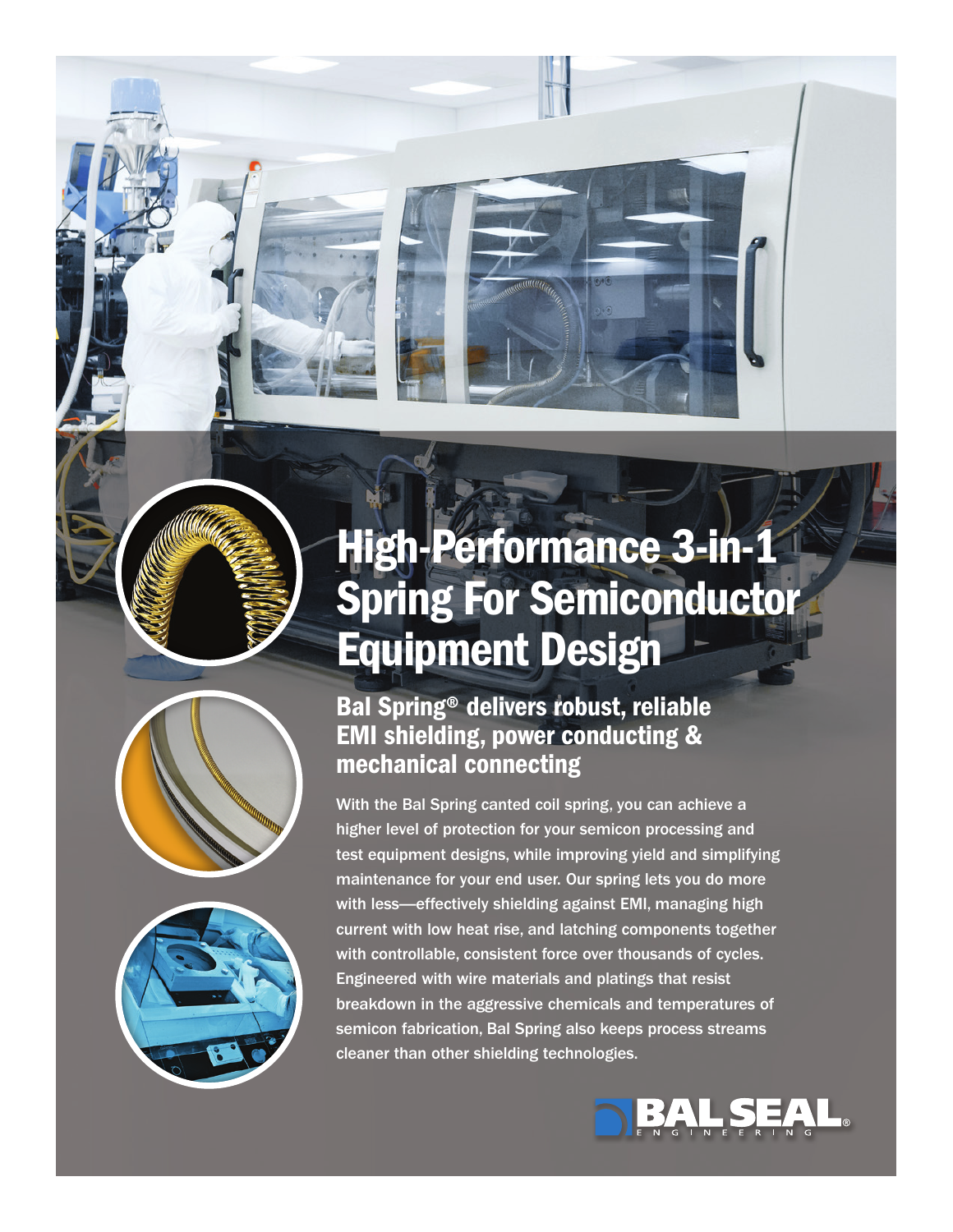# High-Performance 3-in-1 Spring For Semiconductor Equipment Design

## Bal Spring® delivers robust, reliable EMI shielding, power conducting & mechanical connecting

With the Bal Spring canted coil spring, you can achieve a higher level of protection for your semicon processing and test equipment designs, while improving yield and simplifying maintenance for your end user. Our spring lets you do more with less—effectively shielding against EMI, managing high current with low heat rise, and latching components together with controllable, consistent force over thousands of cycles. Engineered with wire materials and platings that resist breakdown in the aggressive chemicals and temperatures of semicon fabrication, Bal Spring also keeps process streams cleaner than other shielding technologies.

BAL SEAL® ENGINEERING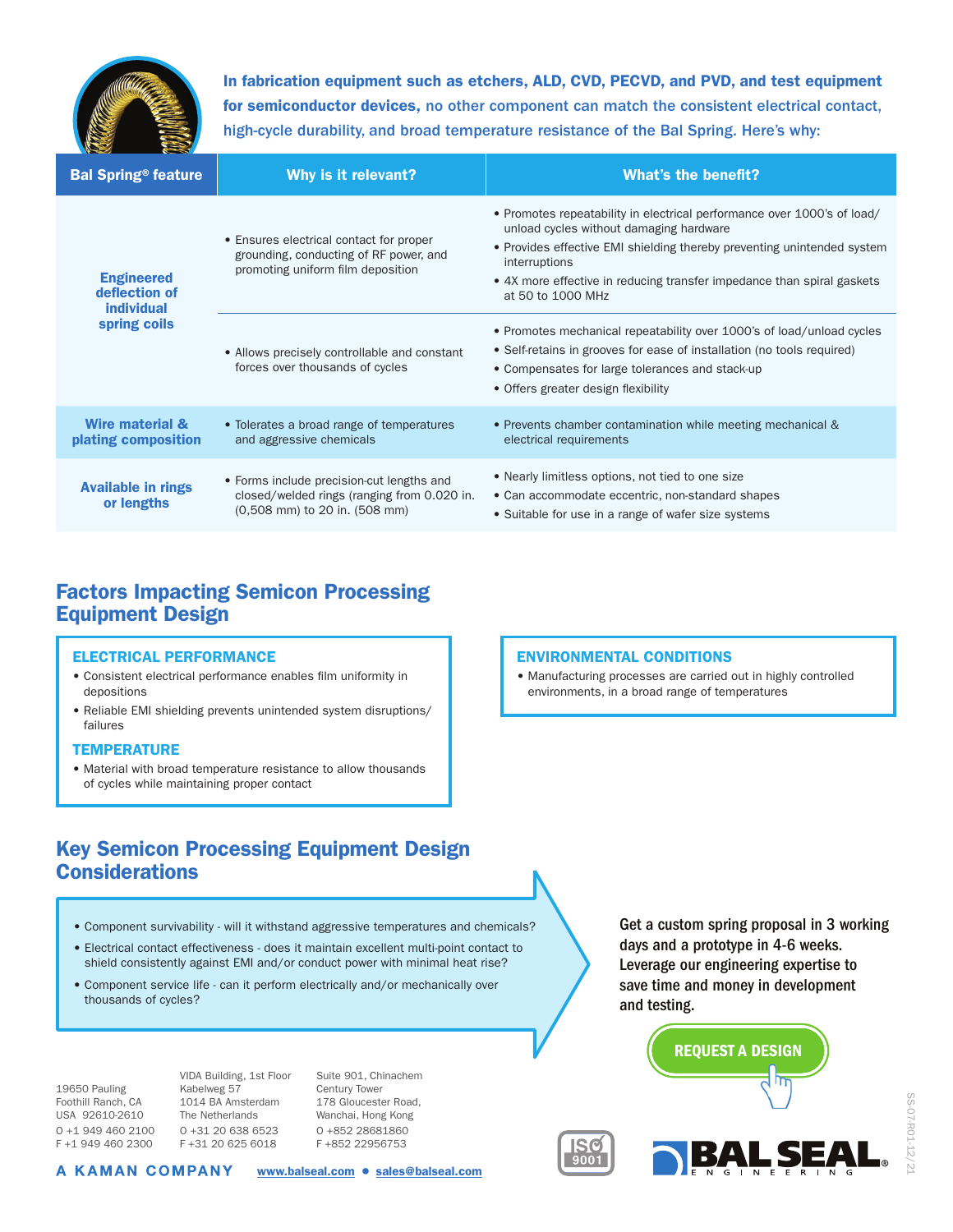**In fabrication equipment such as etchers, ALD, CVD, PECVD, and PVD, and test equipment for semiconductor devices,** no other component can match the consistent electrical contact, high-cycle durability, and broad temperature resistance of the Bal Spring. Here's why:

| Bal Spring® feature | Why is it relevant? | What's the benefit? |
|---|---|---|
| **Engineered deflection of individual spring coils** | • Ensures electrical contact for proper grounding, conducting of RF power, and promoting uniform film deposition | • Promotes repeatability in electrical performance over 1000's of load/unload cycles without damaging hardware<br>• Provides effective EMI shielding thereby preventing unintended system interruptions<br>• 4X more effective in reducing transfer impedance than spiral gaskets at 50 to 1000 MHz |
| | • Allows precisely controllable and constant forces over thousands of cycles | • Promotes mechanical repeatability over 1000's of load/unload cycles<br>• Self-retains in grooves for ease of installation (no tools required)<br>• Compensates for large tolerances and stack-up<br>• Offers greater design flexibility |
| **Wire material & plating composition** | • Tolerates a broad range of temperatures and aggressive chemicals | • Prevents chamber contamination while meeting mechanical & electrical requirements |
| **Available in rings or lengths** | • Forms include precision-cut lengths and closed/welded rings (ranging from 0.020 in. (0,508 mm) to 20 in. (508 mm) | • Nearly limitless options, not tied to one size<br>• Can accommodate eccentric, non-standard shapes<br>• Suitable for use in a range of wafer size systems |

## Factors Impacting Semicon Processing Equipment Design

### ELECTRICAL PERFORMANCE

- Consistent electrical performance enables film uniformity in depositions
- Reliable EMI shielding prevents unintended system disruptions/failures

### TEMPERATURE

- Material with broad temperature resistance to allow thousands of cycles while maintaining proper contact

### ENVIRONMENTAL CONDITIONS

- Manufacturing processes are carried out in highly controlled environments, in a broad range of temperatures

## Key Semicon Processing Equipment Design Considerations

- Component survivability - will it withstand aggressive temperatures and chemicals?
- Electrical contact effectiveness - does it maintain excellent multi-point contact to shield consistently against EMI and/or conduct power with minimal heat rise?
- Component service life - can it perform electrically and/or mechanically over thousands of cycles?

**Get a custom spring proposal in 3 working days and a prototype in 4-6 weeks. Leverage our engineering expertise to save time and money in development and testing.**

**REQUEST A DESIGN**

19650 Pauling
Foothill Ranch, CA
USA 92610-2610
O +1 949 460 2100
F +1 949 460 2300

VIDA Building, 1st Floor
Kabelweg 57
1014 BA Amsterdam
The Netherlands
O +31 20 638 6523
F +31 20 625 6018

Suite 901, Chinachem
Century Tower
178 Gloucester Road,
Wanchai, Hong Kong
O +852 28681860
F +852 22956753

A KAMAN COMPANY www.balseal.com • sales@balseal.com

ISO 9001

BAL SEAL® ENGINEERING

SS-07-R01-12/21